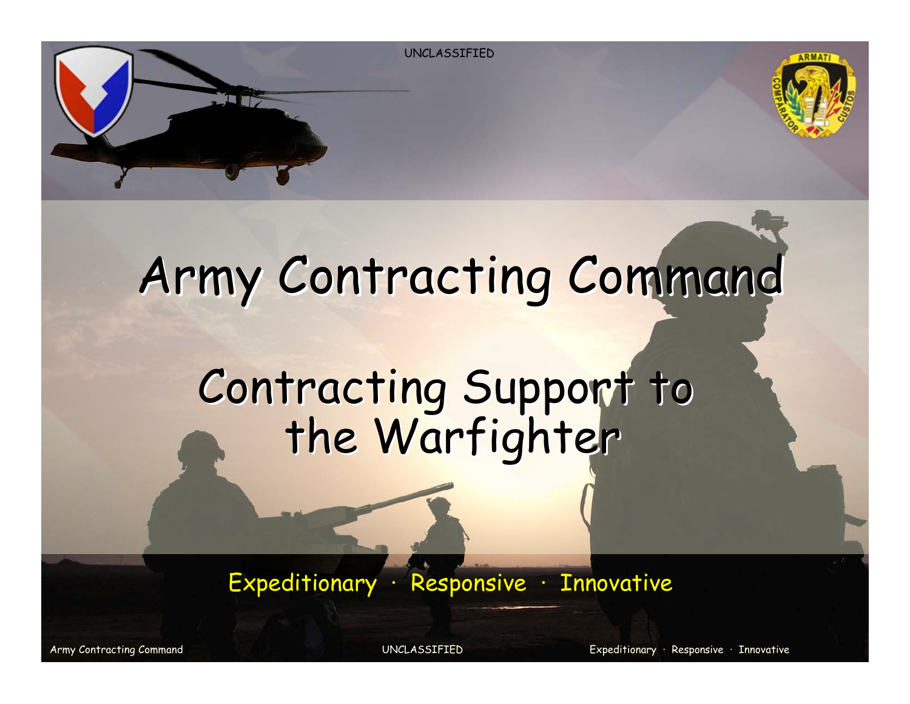UNCLASSIFIED

# Army Contracting Command

## Contracting Support to the Warfighter

Expeditionary · Responsive · Innovative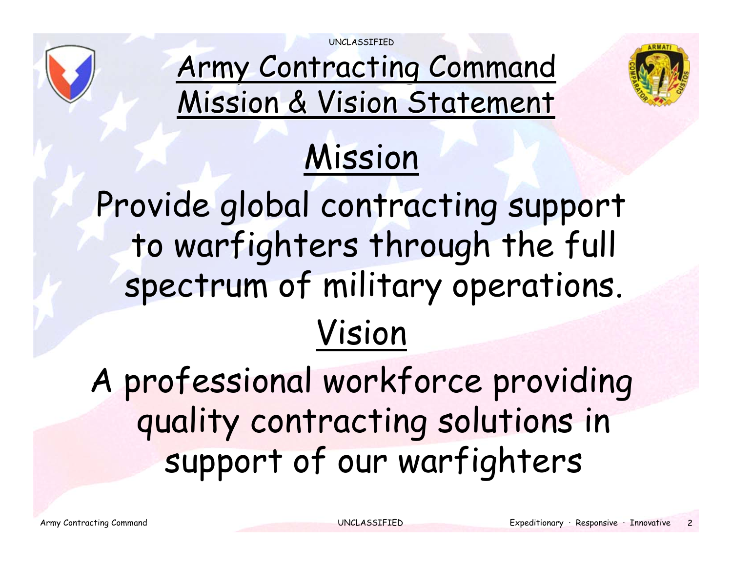# Army Contracting Command Mission & Vision Statement

## Mission

Provide global contracting support to warfighters through the full spectrum of military operations.

## Vision

A professional workforce providing quality contracting solutions in support of our warfighters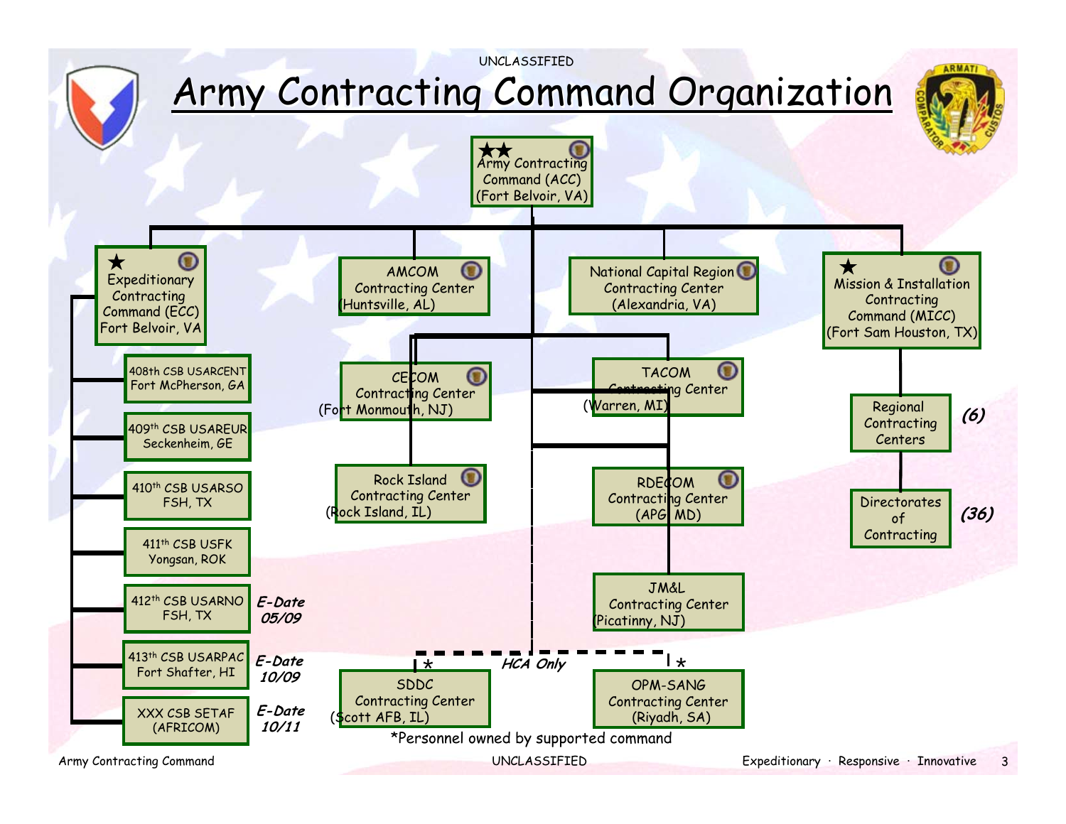UNCLASSIFIED

# Army Contracting Command Organization

★★ Army Contracting Command (ACC) (Fort Belvoir, VA)

- ★ Expeditionary Contracting Command (ECC) Fort Belvoir, VA
  - 408th CSB USARCENT Fort McPherson, GA
  - 409th CSB USAREUR Seckenheim, GE
  - 410th CSB USARSO FSH, TX
  - 411th CSB USFK Yongsan, ROK
  - 412th CSB USARNO FSH, TX — *E-Date 05/09*
  - 413th CSB USARPAC Fort Shafter, HI — *E-Date 10/09*
  - XXX CSB SETAF (AFRICOM) — *E-Date 10/11*
- AMCOM Contracting Center (Huntsville, AL)
- National Capital Region Contracting Center (Alexandria, VA)
- CECOM Contracting Center (Fort Monmouth, NJ)
- Rock Island Contracting Center (Rock Island, IL)
- TACOM Contracting Center (Warren, MI)
- RDECOM Contracting Center (APG, MD)
- JM&L Contracting Center (Picatinny, NJ)
- ★ Mission & Installation Contracting Command (MICC) (Fort Sam Houston, TX)
  - Regional Contracting Centers *(6)*
  - Directorates of Contracting *(36)*

*HCA Only*

- SDDC Contracting Center (Scott AFB, IL) *
- OPM-SANG Contracting Center (Riyadh, SA) *

*Personnel owned by supported command

Expeditionary · Responsive · Innovative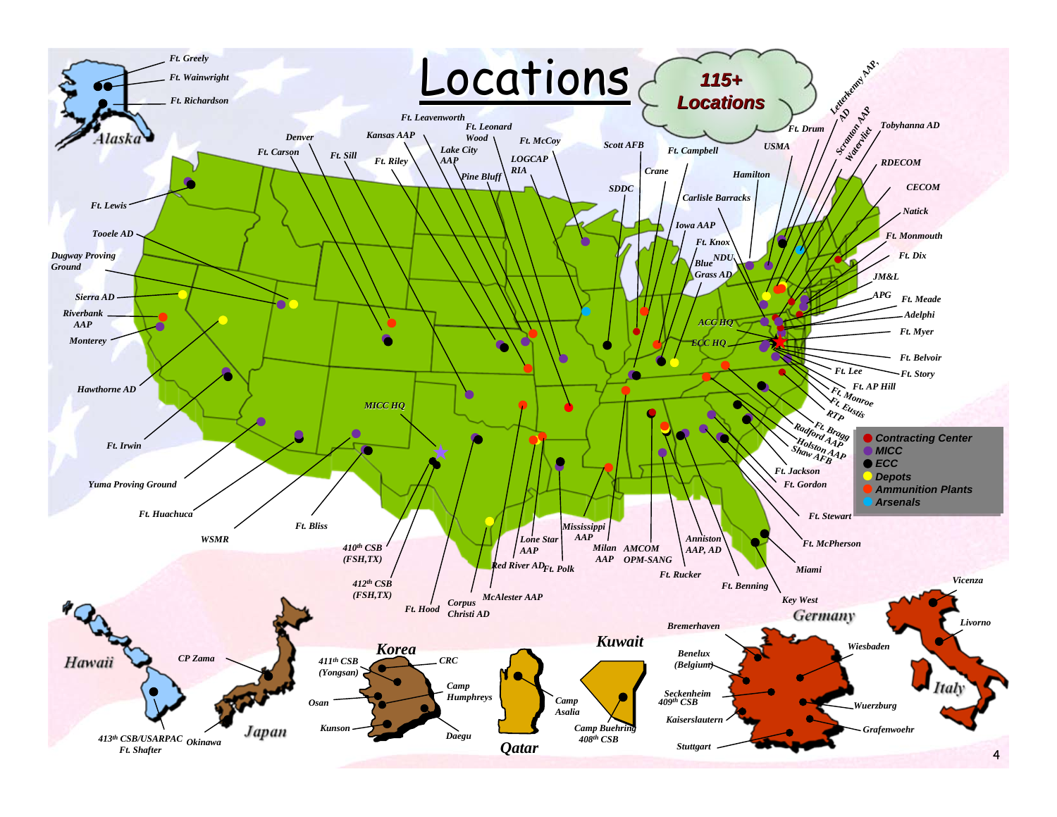# Locations

**115+ Locations**

**Legend:**
- Contracting Center
- MICC
- ECC
- Depots
- Ammunition Plants
- Arsenals

**Alaska:** Ft. Greely, Ft. Wainwright, Ft. Richardson

**Continental United States:** Ft. Lewis, Tooele AD, Dugway Proving Ground, Sierra AD, Riverbank AAP, Monterey, Hawthorne AD, Ft. Irwin, Yuma Proving Ground, Ft. Huachuca, WSMR, Ft. Bliss, Denver, Ft. Carson, Ft. Sill, Kansas AAP, Ft. Riley, Ft. Leavenworth, Ft. Leonard Wood, Lake City AAP, Pine Bluff, LOGCAP RIA, Ft. McCoy, Scott AFB, SDDC, Crane, Ft. Campbell, Carlisle Barracks, Iowa AAP, Ft. Knox, Blue Grass AD, NDU, Hamilton, USMA, Ft. Drum, Letterkenny AAP, AD, Scranton AAP, Watervliet, Tobyhanna AD, RDECOM, CECOM, Natick, Ft. Monmouth, Ft. Dix, JM&L, APG, Ft. Meade, Adelphi, Ft. Myer, ACC HQ, ECC HQ, Ft. Belvoir, Ft. Lee, Ft. Story, Ft. AP Hill, Ft. Monroe, Ft. Eustis, RTP, Ft. Bragg, Radford AAP, Holston AAP, Shaw AFB, Ft. Jackson, Ft. Gordon, Ft. Stewart, Ft. McPherson, Miami, Key West, Ft. Benning, Ft. Rucker, Anniston AAP, AD, AMCOM OPM-SANG, Milan AAP, Mississippi AAP, Ft. Polk, Red River AD, Lone Star AAP, McAlester AAP, Corpus Christi AD, Ft. Hood, 412th CSB (FSH,TX), 410th CSB (FSH,TX), MICC HQ

**Hawaii:** 413th CSB/USARPAC Ft. Shafter

**Japan:** CP Zama, Okinawa

**Korea:** 411th CSB (Yongsan), CRC, Camp Humphreys, Osan, Kunson, Daegu

**Qatar:** Camp Asalia

**Kuwait:** Camp Buehring 408th CSB

**Germany:** Bremerhaven, Benelux (Belgium), Seckenheim 409th CSB, Kaiserslautern, Stuttgart, Wiesbaden, Wuerzburg, Grafenwoehr

**Italy:** Vicenza, Livorno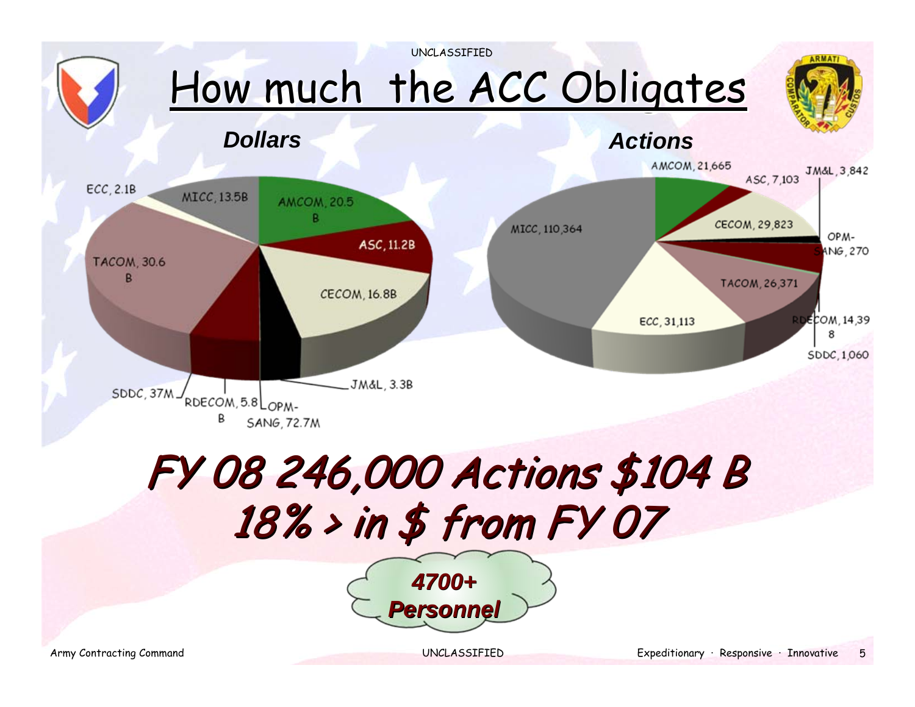# How much the ACC Obligates

## Dollars

| Organization | Dollars |
|---|---|
| AMCOM | 20.5 B |
| ASC | 11.2B |
| CECOM | 16.8B |
| JM&L | 3.3B |
| OPM-SANG | 72.7M |
| RDECOM | 5.8 B |
| SDDC | 37M |
| TACOM | 30.6 B |
| ECC | 2.1B |
| MICC | 13.5B |

## Actions

| Organization | Actions |
|---|---|
| AMCOM | 21,665 |
| ASC | 7,103 |
| JM&L | 3,842 |
| CECOM | 29,823 |
| OPM-SANG | 270 |
| TACOM | 26,371 |
| RDECOM | 14,398 |
| SDDC | 1,060 |
| ECC | 31,113 |
| MICC | 110,364 |

***FY 08 246,000 Actions $104 B***
***18% > in $ from FY 07***

***4700+ Personnel***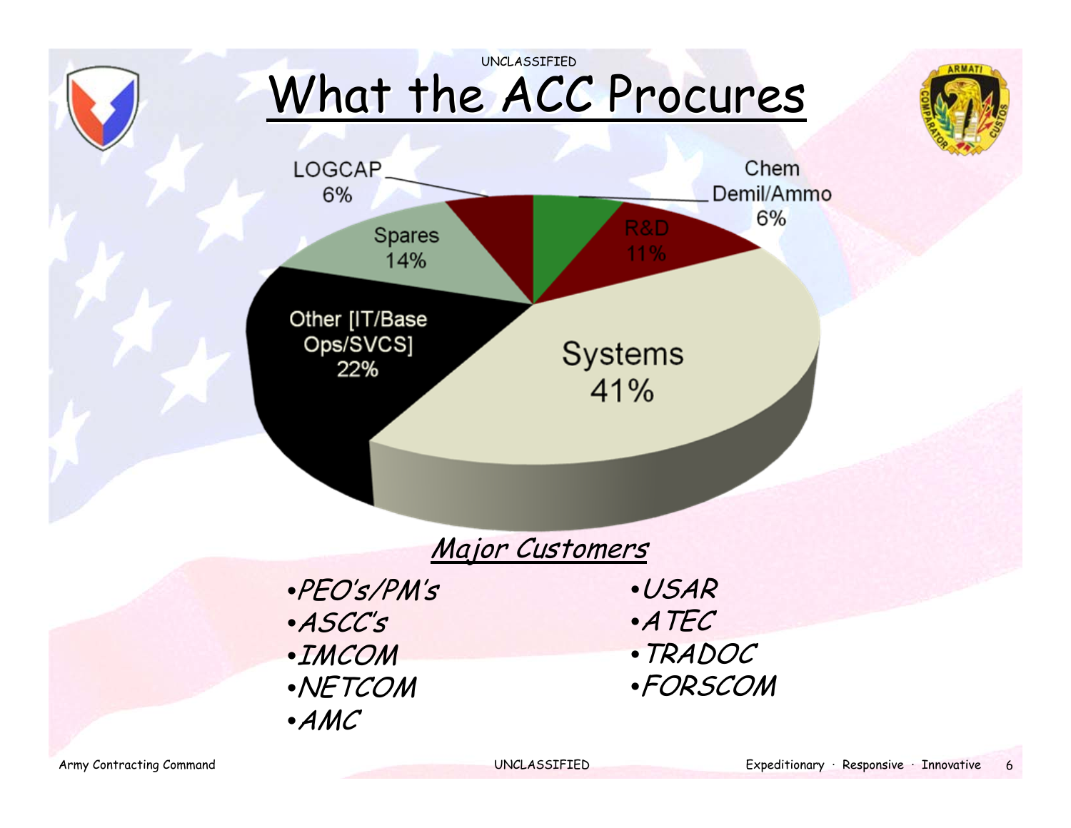# What the ACC Procures

| Category | Share |
| --- | --- |
| Systems | 41% |
| Other [IT/Base Ops/SVCS] | 22% |
| Spares | 14% |
| R&D | 11% |
| LOGCAP | 6% |
| Chem Demil/Ammo | 6% |

## *Major Customers*

- *PEO's/PM's*
- *ASCC's*
- *IMCOM*
- *NETCOM*
- *AMC*
- *USAR*
- *ATEC*
- *TRADOC*
- *FORSCOM*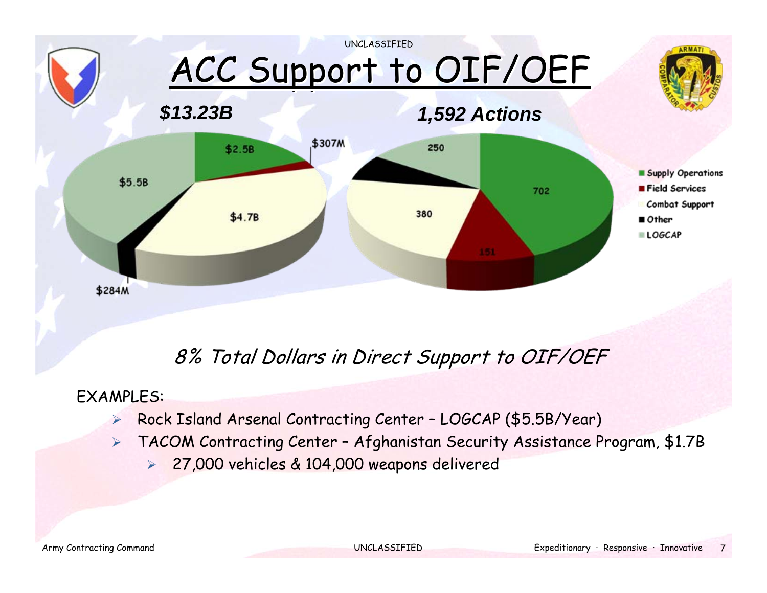# ACC Support to OIF/OEF

| | $13.23B | 1,592 Actions |
|---|---|---|
| Supply Operations | $2.5B | 702 |
| Field Services | $307M | 151 |
| Combat Support | $4.7B | 380 |
| Other | $284M | |
| LOGCAP | $5.5B | 250 |

*8% Total Dollars in Direct Support to OIF/OEF*

EXAMPLES:

- Rock Island Arsenal Contracting Center – LOGCAP ($5.5B/Year)
- TACOM Contracting Center – Afghanistan Security Assistance Program, $1.7B
  - 27,000 vehicles & 104,000 weapons delivered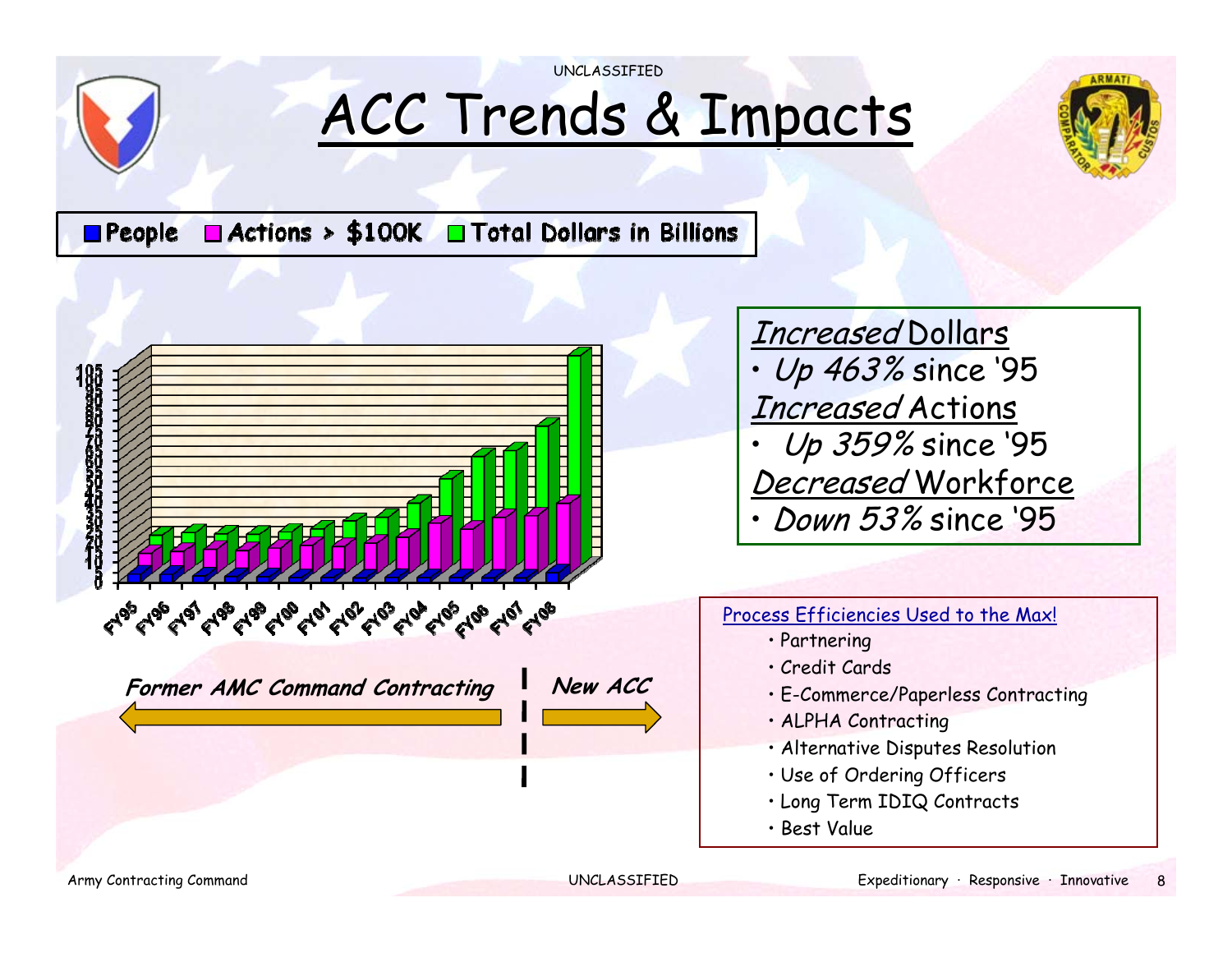UNCLASSIFIED

# ACC Trends & Impacts

■ People ■ Actions > $100K ■ Total Dollars in Billions

FY95 FY96 FY97 FY98 FY99 FY00 FY01 FY02 FY03 FY04 FY05 FY06 FY07 FY08

**Former AMC Command Contracting** | **New ACC**

*Increased* Dollars
- *Up 463%* since '95

*Increased* Actions
- *Up 359%* since '95

*Decreased* Workforce
- *Down 53%* since '95

Process Efficiencies Used to the Max!
- Partnering
- Credit Cards
- E-Commerce/Paperless Contracting
- ALPHA Contracting
- Alternative Disputes Resolution
- Use of Ordering Officers
- Long Term IDIQ Contracts
- Best Value

Army Contracting Command UNCLASSIFIED Expeditionary · Responsive · Innovative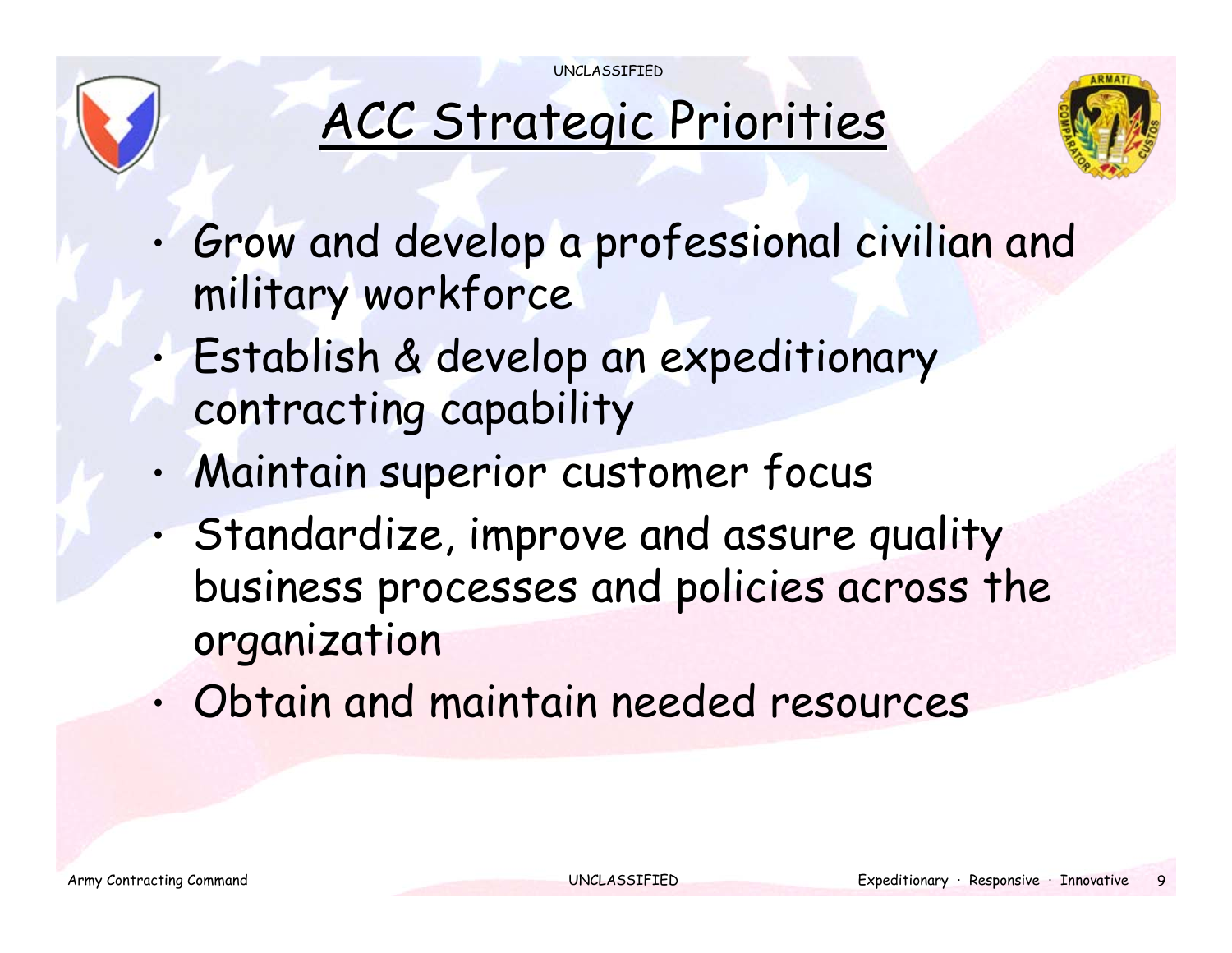# ACC Strategic Priorities

- Grow and develop a professional civilian and military workforce
- Establish & develop an expeditionary contracting capability
- Maintain superior customer focus
- Standardize, improve and assure quality business processes and policies across the organization
- Obtain and maintain needed resources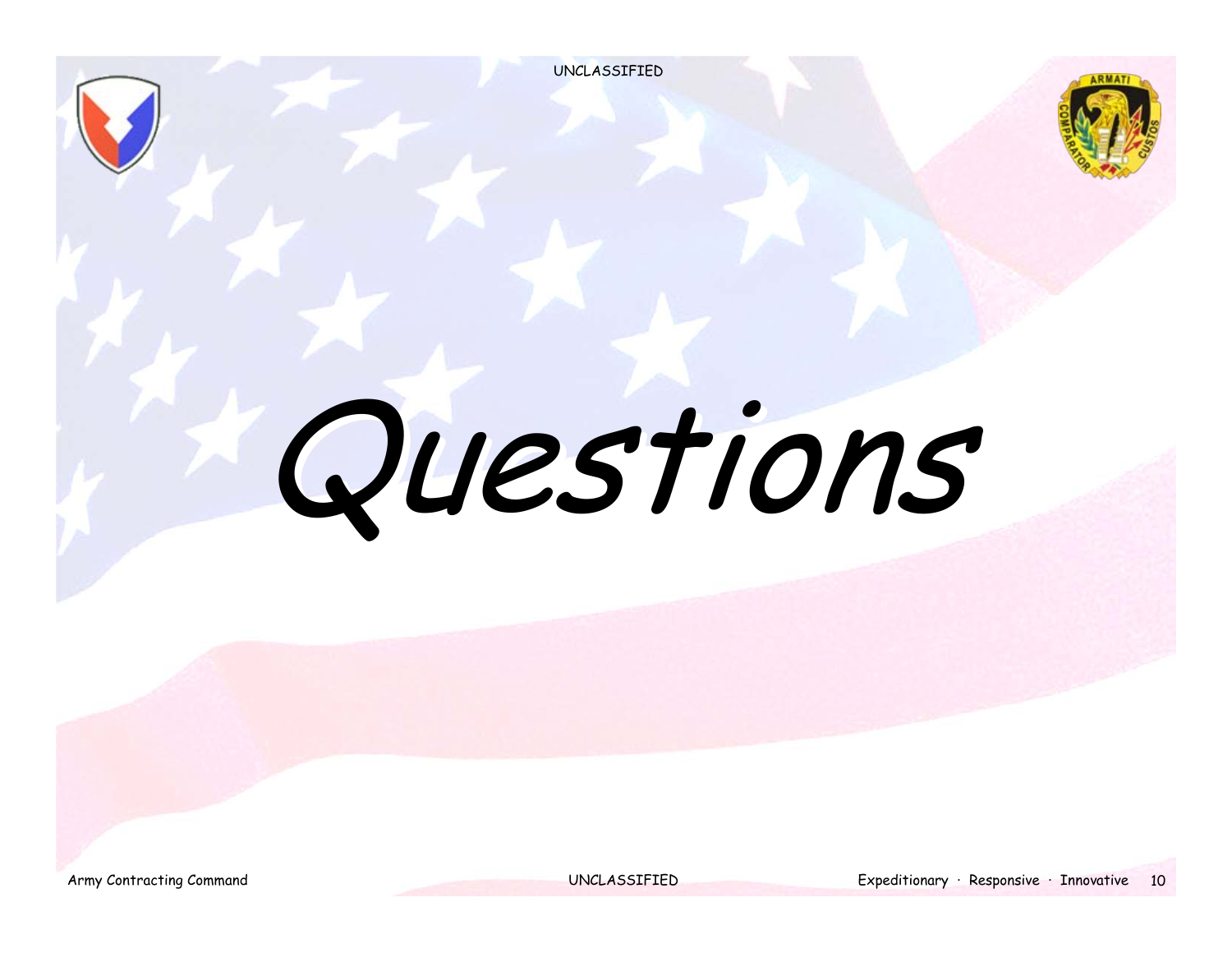# Questions